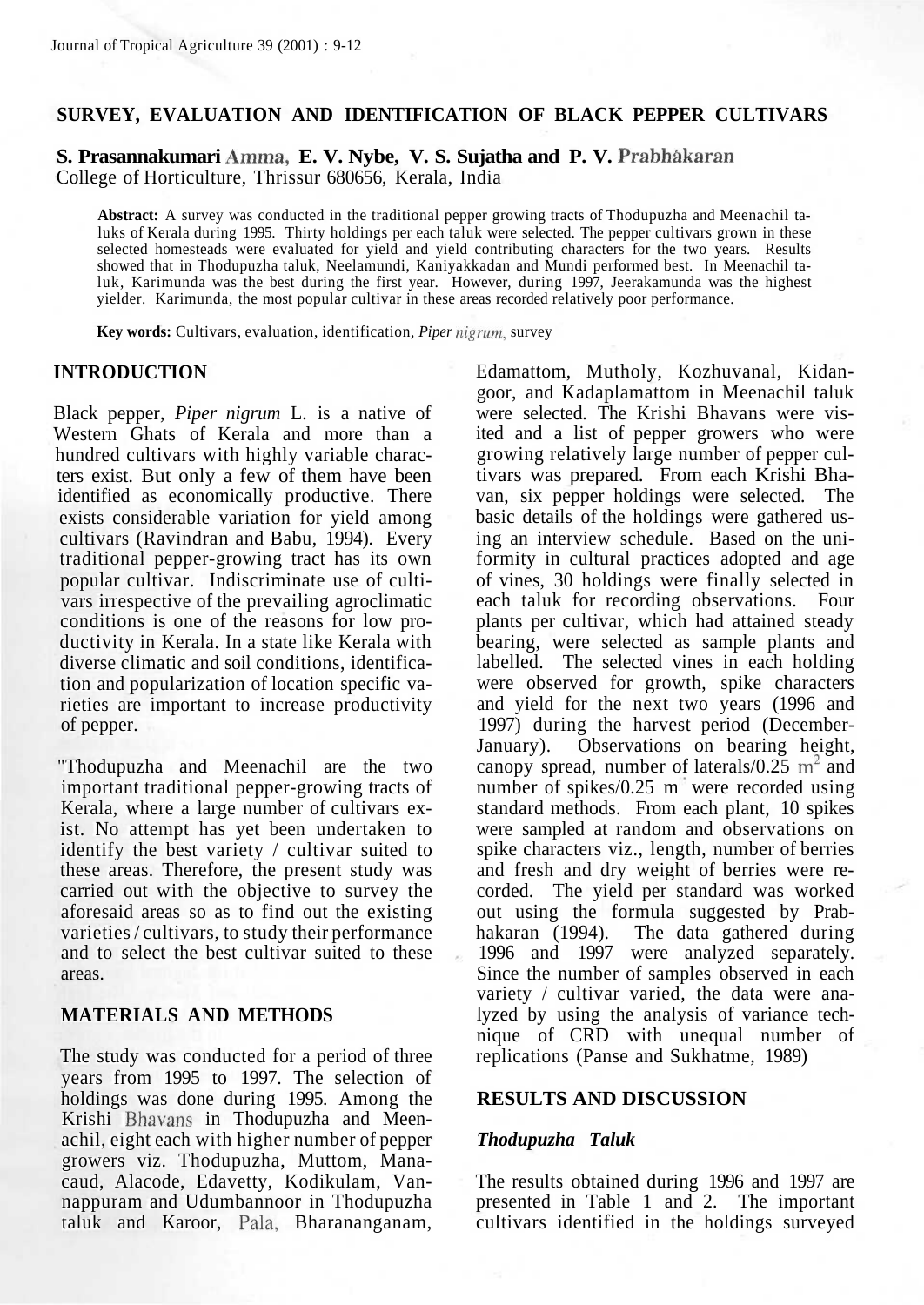# SURVEY, EVALUATION AND IDENTIFICATION OF BLACK PEPPER CULTIVARS

**S. Prasannakumari Amma, E. V. Nybe, V. S. Sujatha and P. V. Prabhakaran**
College of Horticulture, Thrissur 680656, Kerala, India

**Abstract:** A survey was conducted in the traditional pepper growing tracts of Thodupuzha and Meenachil taluks of Kerala during 1995. Thirty holdings per each taluk were selected. The pepper cultivars grown in these selected homesteads were evaluated for yield and yield contributing characters for the two years. Results showed that in Thodupuzha taluk, Neelamundi, Kaniyakkadan and Mundi performed best. In Meenachil taluk, Karimunda was the best during the first year. However, during 1997, Jeerakamunda was the highest yielder. Karimunda, the most popular cultivar in these areas recorded relatively poor performance.

**Key words:** Cultivars, evaluation, identification, *Piper nigrum*, survey

## INTRODUCTION

Black pepper, *Piper nigrum* L. is a native of Western Ghats of Kerala and more than a hundred cultivars with highly variable characters exist. But only a few of them have been identified as economically productive. There exists considerable variation for yield among cultivars (Ravindran and Babu, 1994). Every traditional pepper-growing tract has its own popular cultivar. Indiscriminate use of cultivars irrespective of the prevailing agroclimatic conditions is one of the reasons for low productivity in Kerala. In a state like Kerala with diverse climatic and soil conditions, identification and popularization of location specific varieties are important to increase productivity of pepper.

Thodupuzha and Meenachil are the two important traditional pepper-growing tracts of Kerala, where a large number of cultivars exist. No attempt has yet been undertaken to identify the best variety / cultivar suited to these areas. Therefore, the present study was carried out with the objective to survey the aforesaid areas so as to find out the existing varieties / cultivars, to study their performance and to select the best cultivar suited to these areas.

## MATERIALS AND METHODS

The study was conducted for a period of three years from 1995 to 1997. The selection of holdings was done during 1995. Among the Krishi Bhavans in Thodupuzha and Meenachil, eight each with higher number of pepper growers viz. Thodupuzha, Muttom, Manacaud, Alacode, Edavetty, Kodikulam, Vannappuram and Udumbannoor in Thodupuzha taluk and Karoor, Pala, Bharananganam, Edamattom, Mutholy, Kozhuvanal, Kidangoor, and Kadaplamattom in Meenachil taluk were selected. The Krishi Bhavans were visited and a list of pepper growers who were growing relatively large number of pepper cultivars was prepared. From each Krishi Bhavan, six pepper holdings were selected. The basic details of the holdings were gathered using an interview schedule. Based on the uniformity in cultural practices adopted and age of vines, 30 holdings were finally selected in each taluk for recording observations. Four plants per cultivar, which had attained steady bearing, were selected as sample plants and labelled. The selected vines in each holding were observed for growth, spike characters and yield for the next two years (1996 and 1997) during the harvest period (December-January). Observations on bearing height, canopy spread, number of laterals/0.25 $m^2$ and number of spikes/0.25 $m^2$ were recorded using standard methods. From each plant, 10 spikes were sampled at random and observations on spike characters viz., length, number of berries and fresh and dry weight of berries were recorded. The yield per standard was worked out using the formula suggested by Prabhakaran (1994). The data gathered during 1996 and 1997 were analyzed separately. Since the number of samples observed in each variety / cultivar varied, the data were analyzed by using the analysis of variance technique of CRD with unequal number of replications (Panse and Sukhatme, 1989)

## RESULTS AND DISCUSSION

### *Thodupuzha Taluk*

The results obtained during 1996 and 1997 are presented in Table 1 and 2. The important cultivars identified in the holdings surveyed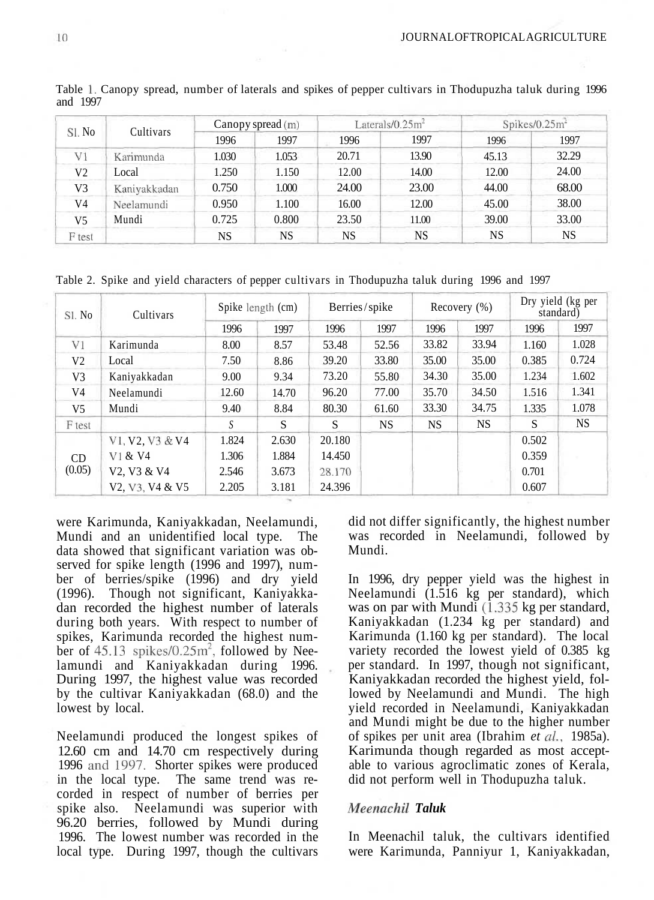Table 1. Canopy spread, number of laterals and spikes of pepper cultivars in Thodupuzha taluk during 1996 and 1997

| Sl. No | Cultivars | Canopy spread (m) | | Laterals/0.25m$^2$ | | Spikes/0.25m$^2$ | |
|---|---|---|---|---|---|---|---|
| | | 1996 | 1997 | 1996 | 1997 | 1996 | 1997 |
| V1 | Karimunda | 1.030 | 1.053 | 20.71 | 13.90 | 45.13 | 32.29 |
| V2 | Local | 1.250 | 1.150 | 12.00 | 14.00 | 12.00 | 24.00 |
| V3 | Kaniyakkadan | 0.750 | 1.000 | 24.00 | 23.00 | 44.00 | 68.00 |
| V4 | Neelamundi | 0.950 | 1.100 | 16.00 | 12.00 | 45.00 | 38.00 |
| V5 | Mundi | 0.725 | 0.800 | 23.50 | 11.00 | 39.00 | 33.00 |
| F test | | NS | NS | NS | NS | NS | NS |

Table 2. Spike and yield characters of pepper cultivars in Thodupuzha taluk during 1996 and 1997

| Sl. No | Cultivars | Spike length (cm) | | Berries/spike | | Recovery (%) | | Dry yield (kg per standard) | |
|---|---|---|---|---|---|---|---|---|---|
| | | 1996 | 1997 | 1996 | 1997 | 1996 | 1997 | 1996 | 1997 |
| V1 | Karimunda | 8.00 | 8.57 | 53.48 | 52.56 | 33.82 | 33.94 | 1.160 | 1.028 |
| V2 | Local | 7.50 | 8.86 | 39.20 | 33.80 | 35.00 | 35.00 | 0.385 | 0.724 |
| V3 | Kaniyakkadan | 9.00 | 9.34 | 73.20 | 55.80 | 34.30 | 35.00 | 1.234 | 1.602 |
| V4 | Neelamundi | 12.60 | 14.70 | 96.20 | 77.00 | 35.70 | 34.50 | 1.516 | 1.341 |
| V5 | Mundi | 9.40 | 8.84 | 80.30 | 61.60 | 33.30 | 34.75 | 1.335 | 1.078 |
| F test | | S | S | S | NS | NS | NS | S | NS |
| CD (0.05) | V1, V2, V3 & V4 | 1.824 | 2.630 | 20.180 | | | | 0.502 | |
| | V1 & V4 | 1.306 | 1.884 | 14.450 | | | | 0.359 | |
| | V2, V3 & V4 | 2.546 | 3.673 | 28.170 | | | | 0.701 | |
| | V2, V3, V4 & V5 | 2.205 | 3.181 | 24.396 | | | | 0.607 | |

were Karimunda, Kaniyakkadan, Neelamundi, Mundi and an unidentified local type. The data showed that significant variation was observed for spike length (1996 and 1997), number of berries/spike (1996) and dry yield (1996). Though not significant, Kaniyakkadan recorded the highest number of laterals during both years. With respect to number of spikes, Karimunda recorded the highest number of 45.13 spikes/0.25m$^2$, followed by Neelamundi and Kaniyakkadan during 1996. During 1997, the highest value was recorded by the cultivar Kaniyakkadan (68.0) and the lowest by local.

Neelamundi produced the longest spikes of 12.60 cm and 14.70 cm respectively during 1996 and 1997. Shorter spikes were produced in the local type. The same trend was recorded in respect of number of berries per spike also. Neelamundi was superior with 96.20 berries, followed by Mundi during 1996. The lowest number was recorded in the local type. During 1997, though the cultivars did not differ significantly, the highest number was recorded in Neelamundi, followed by Mundi.

In 1996, dry pepper yield was the highest in Neelamundi (1.516 kg per standard), which was on par with Mundi (1.335 kg per standard, Kaniyakkadan (1.234 kg per standard) and Karimunda (1.160 kg per standard). The local variety recorded the lowest yield of 0.385 kg per standard. In 1997, though not significant, Kaniyakkadan recorded the highest yield, followed by Neelamundi and Mundi. The high yield recorded in Neelamundi, Kaniyakkadan and Mundi might be due to the higher number of spikes per unit area (Ibrahim *et al.*, 1985a). Karimunda though regarded as most acceptable to various agroclimatic zones of Kerala, did not perform well in Thodupuzha taluk.

### *Meenachil Taluk*

In Meenachil taluk, the cultivars identified were Karimunda, Panniyur 1, Kaniyakkadan,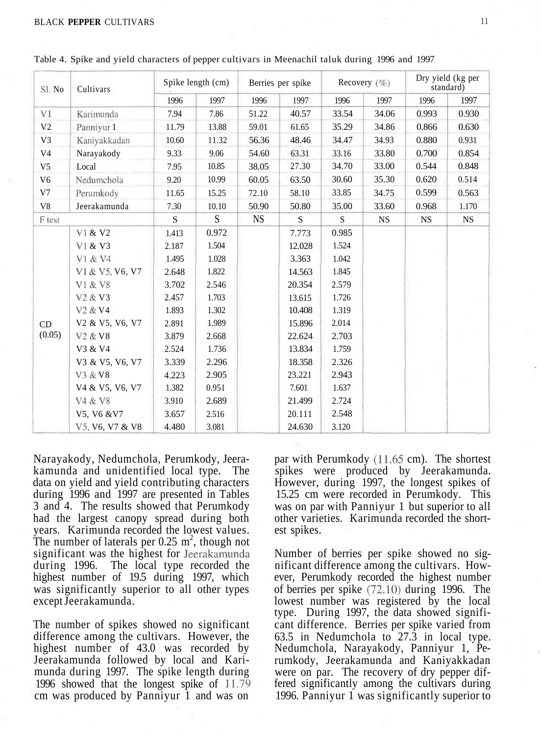Table 4. Spike and yield characters of pepper cultivars in Meenachil taluk during 1996 and 1997

| Sl. No | Cultivars | Spike length (cm) | | Berries per spike | | Recovery (%) | | Dry yield (kg per standard) | |
|---|---|---|---|---|---|---|---|---|---|
| | | 1996 | 1997 | 1996 | 1997 | 1996 | 1997 | 1996 | 1997 |
| V1 | Karimunda | 7.94 | 7.86 | 51.22 | 40.57 | 33.54 | 34.06 | 0.993 | 0.930 |
| V2 | Panniyur 1 | 11.79 | 13.88 | 59.01 | 61.65 | 35.29 | 34.86 | 0.866 | 0.630 |
| V3 | Kaniyakkadan | 10.60 | 11.32 | 56.36 | 48.46 | 34.47 | 34.93 | 0.880 | 0.931 |
| V4 | Narayakody | 9.33 | 9.06 | 54.60 | 63.31 | 33.16 | 33.80 | 0.700 | 0.854 |
| V5 | Local | 7.95 | 10.85 | 38.05 | 27.30 | 34.70 | 33.00 | 0.544 | 0.848 |
| V6 | Nedumchola | 9.20 | 10.99 | 60.05 | 63.50 | 30.60 | 35.30 | 0.620 | 0.514 |
| V7 | Perumkody | 11.65 | 15.25 | 72.10 | 58.10 | 33.85 | 34.75 | 0.599 | 0.563 |
| V8 | Jeerakamunda | 7.30 | 10.10 | 50.90 | 50.80 | 35.00 | 33.60 | 0.968 | 1.170 |
| F test | | S | S | NS | S | S | NS | NS | NS |
| CD (0.05) | V1 & V2 | 1.413 | 0.972 | | 7.773 | 0.985 | | | |
| | V1 & V3 | 2.187 | 1.504 | | 12.028 | 1.524 | | | |
| | V1 & V4 | 1.495 | 1.028 | | 3.363 | 1.042 | | | |
| | V1 & V5, V6, V7 | 2.648 | 1.822 | | 14.563 | 1.845 | | | |
| | V1 & V8 | 3.702 | 2.546 | | 20.354 | 2.579 | | | |
| | V2 & V3 | 2.457 | 1.703 | | 13.615 | 1.726 | | | |
| | V2 & V4 | 1.893 | 1.302 | | 10.408 | 1.319 | | | |
| | V2 & V5, V6, V7 | 2.891 | 1.989 | | 15.896 | 2.014 | | | |
| | V2 & V8 | 3.879 | 2.668 | | 22.624 | 2.703 | | | |
| | V3 & V4 | 2.524 | 1.736 | | 13.834 | 1.759 | | | |
| | V3 & V5, V6, V7 | 3.339 | 2.296 | | 18.358 | 2.326 | | | |
| | V3 & V8 | 4.223 | 2.905 | | 23.221 | 2.943 | | | |
| | V4 & V5, V6, V7 | 1.382 | 0.951 | | 7.601 | 1.637 | | | |
| | V4 & V8 | 3.910 | 2.689 | | 21.499 | 2.724 | | | |
| | V5, V6 &V7 | 3.657 | 2.516 | | 20.111 | 2.548 | | | |
| | V5, V6, V7 & V8 | 4.480 | 3.081 | | 24.630 | 3.120 | | | |

Narayakody, Nedumchola, Perumkody, Jeerakamunda and unidentified local type. The data on yield and yield contributing characters during 1996 and 1997 are presented in Tables 3 and 4. The results showed that Perumkody had the largest canopy spread during both years. Karimunda recorded the lowest values. The number of laterals per 0.25 $m^2$, though not significant was the highest for Jeerakamunda during 1996. The local type recorded the highest number of 19.5 during 1997, which was significantly superior to all other types except Jeerakamunda.

The number of spikes showed no significant difference among the cultivars. However, the highest number of 43.0 was recorded by Jeerakamunda followed by local and Karimunda during 1997. The spike length during 1996 showed that the longest spike of 11.79 cm was produced by Panniyur 1 and was on par with Perumkody (11.65 cm). The shortest spikes were produced by Jeerakamunda. However, during 1997, the longest spikes of 15.25 cm were recorded in Perumkody. This was on par with Panniyur 1 but superior to all other varieties. Karimunda recorded the shortest spikes.

Number of berries per spike showed no significant difference among the cultivars. However, Perumkody recorded the highest number of berries per spike (72.10) during 1996. The lowest number was registered by the local type. During 1997, the data showed significant difference. Berries per spike varied from 63.5 in Nedumchola to 27.3 in local type. Nedumchola, Narayakody, Panniyur 1, Perumkody, Jeerakamunda and Kaniyakkadan were on par. The recovery of dry pepper differed significantly among the cultivars during 1996. Panniyur 1 was significantly superior to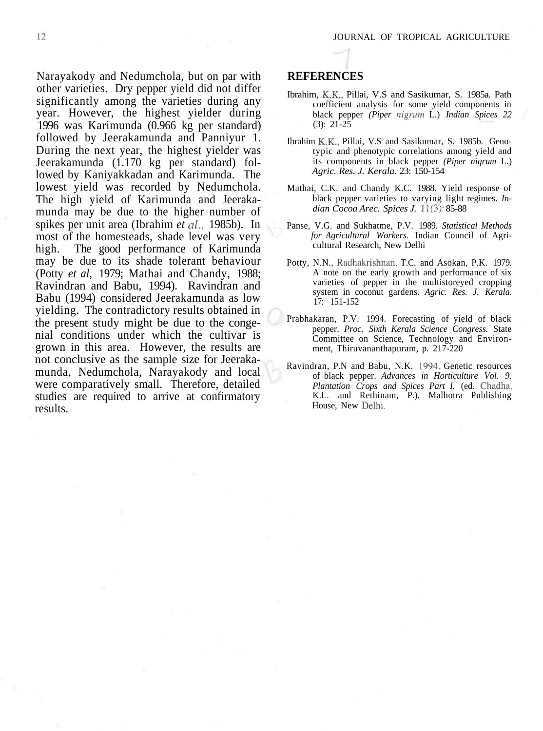Narayakody and Nedumchola, but on par with other varieties. Dry pepper yield did not differ significantly among the varieties during any year. However, the highest yielder during 1996 was Karimunda (0.966 kg per standard) followed by Jeerakamunda and Panniyur 1. During the next year, the highest yielder was Jeerakamunda (1.170 kg per standard) followed by Kaniyakkadan and Karimunda. The lowest yield was recorded by Nedumchola. The high yield of Karimunda and Jeerakamunda may be due to the higher number of spikes per unit area (Ibrahim *et al.,* 1985b). In most of the homesteads, shade level was very high. The good performance of Karimunda may be due to its shade tolerant behaviour (Potty *et al,* 1979; Mathai and Chandy, 1988; Ravindran and Babu, 1994). Ravindran and Babu (1994) considered Jeerakamunda as low yielding. The contradictory results obtained in the present study might be due to the congenial conditions under which the cultivar is grown in this area. However, the results are not conclusive as the sample size for Jeerakamunda, Nedumchola, Narayakody and local were comparatively small. Therefore, detailed studies are required to arrive at confirmatory results.

## REFERENCES

Ibrahim, K.K., Pillai, V.S and Sasikumar, S. 1985a. Path coefficient analysis for some yield components in black pepper *(Piper nigrum* L.) *Indian Spices 22* (3): 21-25

Ibrahim K.K., Pillai, V.S and Sasikumar, S. 1985b. Genotypic and phenotypic correlations among yield and its components in black pepper *(Piper nigrum* L.) *Agric. Res. J. Kerala.* 23: 150-154

Mathai, C.K. and Chandy K.C. 1988. Yield response of black pepper varieties to varying light regimes. *Indian Cocoa Arec. Spices J.* 11(3): 85-88

Panse, V.G. and Sukhatme, P.V. 1989. *Statistical Methods for Agricultural Workers.* Indian Council of Agricultural Research, New Delhi

Potty, N.N., Radhakrishnan, T.C. and Asokan, P.K. 1979. A note on the early growth and performance of six varieties of pepper in the multistoreyed cropping system in coconut gardens. *Agric. Res. J. Kerala.* 17: 151-152

Prabhakaran, P.V. 1994. Forecasting of yield of black pepper. *Proc. Sixth Kerala Science Congress.* State Committee on Science, Technology and Environment, Thiruvananthapuram, p. 217-220

Ravindran, P.N and Babu, N.K. 1994. Genetic resources of black pepper. *Advances in Horticulture Vol. 9. Plantation Crops and Spices Part I.* (ed. Chadha, K.L. and Rethinam, P.). Malhotra Publishing House, New Delhi.